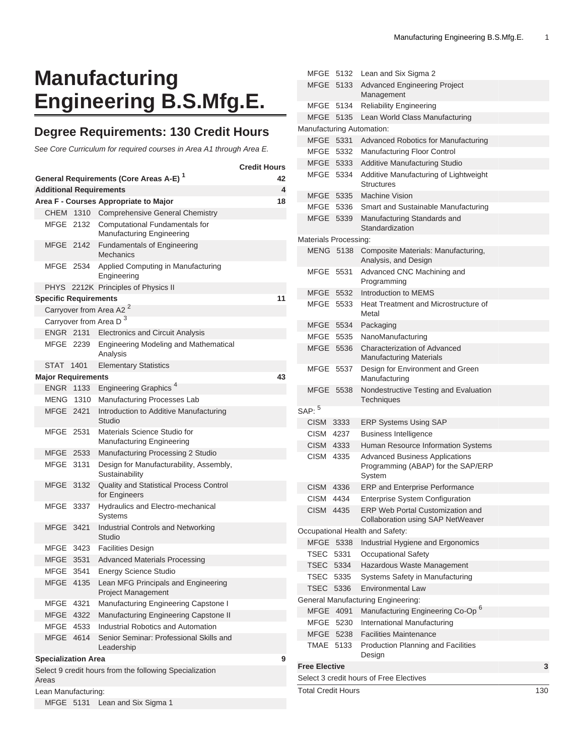# Manufacturing Engineering B.S.Mfg.E.

## Degree Requirements: 130 Credit Hours

*See Core Curriculum for required courses in Area A1 through Area E.*

| | | Credit Hours |
|---|---|---|
| **General Requirements (Core Areas A-E)** [1] | | **42** |
| **Additional Requirements** | | **4** |
| **Area F - Courses Appropriate to Major** | | **18** |
| CHEM 1310 | Comprehensive General Chemistry | |
| MFGE 2132 | Computational Fundamentals for Manufacturing Engineering | |
| MFGE 2142 | Fundamentals of Engineering Mechanics | |
| MFGE 2534 | Applied Computing in Manufacturing Engineering | |
| PHYS 2212K | Principles of Physics II | |
| **Specific Requirements** | | **11** |
| Carryover from Area A2 [2] | | |
| Carryover from Area D [3] | | |
| ENGR 2131 | Electronics and Circuit Analysis | |
| MFGE 2239 | Engineering Modeling and Mathematical Analysis | |
| STAT 1401 | Elementary Statistics | |
| **Major Requirements** | | **43** |
| ENGR 1133 | Engineering Graphics [4] | |
| MENG 1310 | Manufacturing Processes Lab | |
| MFGE 2421 | Introduction to Additive Manufacturing Studio | |
| MFGE 2531 | Materials Science Studio for Manufacturing Engineering | |
| MFGE 2533 | Manufacturing Processing 2 Studio | |
| MFGE 3131 | Design for Manufacturability, Assembly, Sustainability | |
| MFGE 3132 | Quality and Statistical Process Control for Engineers | |
| MFGE 3337 | Hydraulics and Electro-mechanical Systems | |
| MFGE 3421 | Industrial Controls and Networking Studio | |
| MFGE 3423 | Facilities Design | |
| MFGE 3531 | Advanced Materials Processing | |
| MFGE 3541 | Energy Science Studio | |
| MFGE 4135 | Lean MFG Principals and Engineering Project Management | |
| MFGE 4321 | Manufacturing Engineering Capstone I | |
| MFGE 4322 | Manufacturing Engineering Capstone II | |
| MFGE 4533 | Industrial Robotics and Automation | |
| MFGE 4614 | Senior Seminar: Professional Skills and Leadership | |
| **Specialization Area** | | **9** |
| Select 9 credit hours from the following Specialization Areas | | |
| Lean Manufacturing: | | |
| MFGE 5131 | Lean and Six Sigma 1 | |
| MFGE 5132 | Lean and Six Sigma 2 | |
| MFGE 5133 | Advanced Engineering Project Management | |
| MFGE 5134 | Reliability Engineering | |
| MFGE 5135 | Lean World Class Manufacturing | |
| Manufacturing Automation: | | |
| MFGE 5331 | Advanced Robotics for Manufacturing | |
| MFGE 5332 | Manufacturing Floor Control | |
| MFGE 5333 | Additive Manufacturing Studio | |
| MFGE 5334 | Additive Manufacturing of Lightweight Structures | |
| MFGE 5335 | Machine Vision | |
| MFGE 5336 | Smart and Sustainable Manufacturing | |
| MFGE 5339 | Manufacturing Standards and Standardization | |
| Materials Processing: | | |
| MENG 5138 | Composite Materials: Manufacturing, Analysis, and Design | |
| MFGE 5531 | Advanced CNC Machining and Programming | |
| MFGE 5532 | Introduction to MEMS | |
| MFGE 5533 | Heat Treatment and Microstructure of Metal | |
| MFGE 5534 | Packaging | |
| MFGE 5535 | NanoManufacturing | |
| MFGE 5536 | Characterization of Advanced Manufacturing Materials | |
| MFGE 5537 | Design for Environment and Green Manufacturing | |
| MFGE 5538 | Nondestructive Testing and Evaluation Techniques | |
| SAP: [5] | | |
| CISM 3333 | ERP Systems Using SAP | |
| CISM 4237 | Business Intelligence | |
| CISM 4333 | Human Resource Information Systems | |
| CISM 4335 | Advanced Business Applications Programming (ABAP) for the SAP/ERP System | |
| CISM 4336 | ERP and Enterprise Performance | |
| CISM 4434 | Enterprise System Configuration | |
| CISM 4435 | ERP Web Portal Customization and Collaboration using SAP NetWeaver | |
| Occupational Health and Safety: | | |
| MFGE 5338 | Industrial Hygiene and Ergonomics | |
| TSEC 5331 | Occupational Safety | |
| TSEC 5334 | Hazardous Waste Management | |
| TSEC 5335 | Systems Safety in Manufacturing | |
| TSEC 5336 | Environmental Law | |
| General Manufacturing Engineering: | | |
| MFGE 4091 | Manufacturing Engineering Co-Op [6] | |
| MFGE 5230 | International Manufacturing | |
| MFGE 5238 | Facilities Maintenance | |
| TMAE 5133 | Production Planning and Facilities Design | |
| **Free Elective** | | **3** |
| Select 3 credit hours of Free Electives | | |
| Total Credit Hours | | 130 |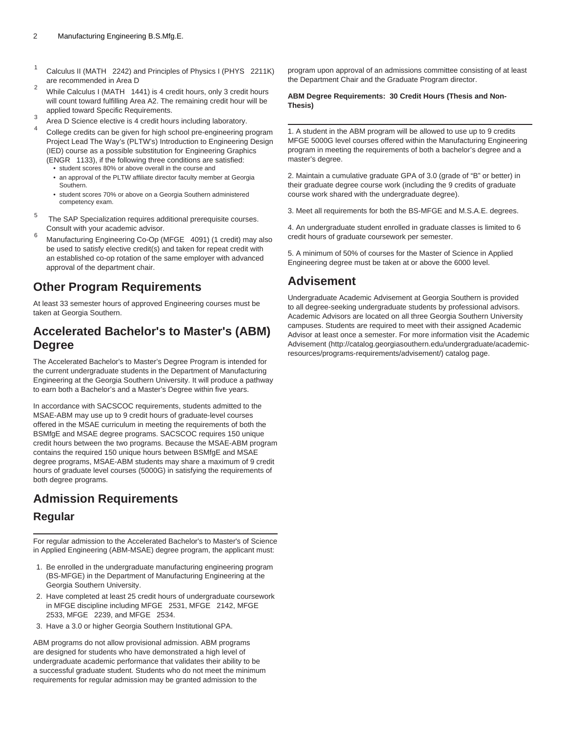1. Calculus II (MATH 2242) and Principles of Physics I (PHYS 2211K) are recommended in Area D
2. While Calculus I (MATH 1441) is 4 credit hours, only 3 credit hours will count toward fulfilling Area A2. The remaining credit hour will be applied toward Specific Requirements.
3. Area D Science elective is 4 credit hours including laboratory.
4. College credits can be given for high school pre-engineering program Project Lead The Way's (PLTW's) Introduction to Engineering Design (IED) course as a possible substitution for Engineering Graphics (ENGR 1133), if the following three conditions are satisfied:
   - student scores 80% or above overall in the course and
   - an approval of the PLTW affiliate director faculty member at Georgia Southern.
   - student scores 70% or above on a Georgia Southern administered competency exam.
5. The SAP Specialization requires additional prerequisite courses. Consult with your academic advisor.
6. Manufacturing Engineering Co-Op (MFGE 4091) (1 credit) may also be used to satisfy elective credit(s) and taken for repeat credit with an established co-op rotation of the same employer with advanced approval of the department chair.

## Other Program Requirements

At least 33 semester hours of approved Engineering courses must be taken at Georgia Southern.

## Accelerated Bachelor's to Master's (ABM) Degree

The Accelerated Bachelor's to Master's Degree Program is intended for the current undergraduate students in the Department of Manufacturing Engineering at the Georgia Southern University. It will produce a pathway to earn both a Bachelor's and a Master's Degree within five years.

In accordance with SACSCOC requirements, students admitted to the MSAE-ABM may use up to 9 credit hours of graduate-level courses offered in the MSAE curriculum in meeting the requirements of both the BSMfgE and MSAE degree programs. SACSCOC requires 150 unique credit hours between the two programs. Because the MSAE-ABM program contains the required 150 unique hours between BSMfgE and MSAE degree programs, MSAE-ABM students may share a maximum of 9 credit hours of graduate level courses (5000G) in satisfying the requirements of both degree programs.

## Admission Requirements

### Regular

For regular admission to the Accelerated Bachelor's to Master's of Science in Applied Engineering (ABM-MSAE) degree program, the applicant must:

1. Be enrolled in the undergraduate manufacturing engineering program (BS-MFGE) in the Department of Manufacturing Engineering at the Georgia Southern University.
2. Have completed at least 25 credit hours of undergraduate coursework in MFGE discipline including MFGE 2531, MFGE 2142, MFGE 2533, MFGE 2239, and MFGE 2534.
3. Have a 3.0 or higher Georgia Southern Institutional GPA.

ABM programs do not allow provisional admission. ABM programs are designed for students who have demonstrated a high level of undergraduate academic performance that validates their ability to be a successful graduate student. Students who do not meet the minimum requirements for regular admission may be granted admission to the program upon approval of an admissions committee consisting of at least the Department Chair and the Graduate Program director.

**ABM Degree Requirements: 30 Credit Hours (Thesis and Non-Thesis)**

1. A student in the ABM program will be allowed to use up to 9 credits MFGE 5000G level courses offered within the Manufacturing Engineering program in meeting the requirements of both a bachelor's degree and a master's degree.

2. Maintain a cumulative graduate GPA of 3.0 (grade of "B" or better) in their graduate degree course work (including the 9 credits of graduate course work shared with the undergraduate degree).

3. Meet all requirements for both the BS-MFGE and M.S.A.E. degrees.

4. An undergraduate student enrolled in graduate classes is limited to 6 credit hours of graduate coursework per semester.

5. A minimum of 50% of courses for the Master of Science in Applied Engineering degree must be taken at or above the 6000 level.

## Advisement

Undergraduate Academic Advisement at Georgia Southern is provided to all degree-seeking undergraduate students by professional advisors. Academic Advisors are located on all three Georgia Southern University campuses. Students are required to meet with their assigned Academic Advisor at least once a semester. For more information visit the Academic Advisement (http://catalog.georgiasouthern.edu/undergraduate/academic-resources/programs-requirements/advisement/) catalog page.